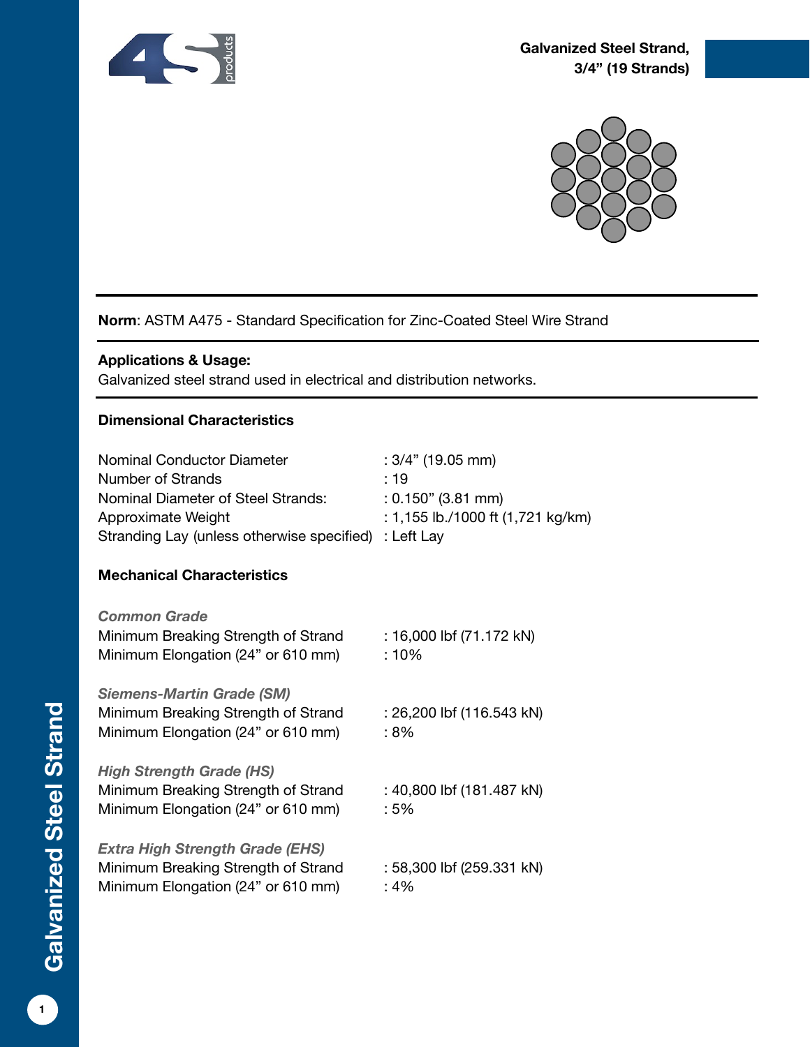# Galvanized Steel Strand, 3/4" (19 Strands)

**Norm**: ASTM A475 - Standard Specification for Zinc-Coated Steel Wire Strand

**Applications & Usage:**
Galvanized steel strand used in electrical and distribution networks.

### Dimensional Characteristics

| | |
|---|---|
| Nominal Conductor Diameter | : 3/4" (19.05 mm) |
| Number of Strands | : 19 |
| Nominal Diameter of Steel Strands: | : 0.150" (3.81 mm) |
| Approximate Weight | : 1,155 lb./1000 ft (1,721 kg/km) |
| Stranding Lay (unless otherwise specified) | : Left Lay |

### Mechanical Characteristics

***Common Grade***

| | |
|---|---|
| Minimum Breaking Strength of Strand | : 16,000 lbf (71.172 kN) |
| Minimum Elongation (24" or 610 mm) | : 10% |

***Siemens-Martin Grade (SM)***

| | |
|---|---|
| Minimum Breaking Strength of Strand | : 26,200 lbf (116.543 kN) |
| Minimum Elongation (24" or 610 mm) | : 8% |

***High Strength Grade (HS)***

| | |
|---|---|
| Minimum Breaking Strength of Strand | : 40,800 lbf (181.487 kN) |
| Minimum Elongation (24" or 610 mm) | : 5% |

***Extra High Strength Grade (EHS)***

| | |
|---|---|
| Minimum Breaking Strength of Strand | : 58,300 lbf (259.331 kN) |
| Minimum Elongation (24" or 610 mm) | : 4% |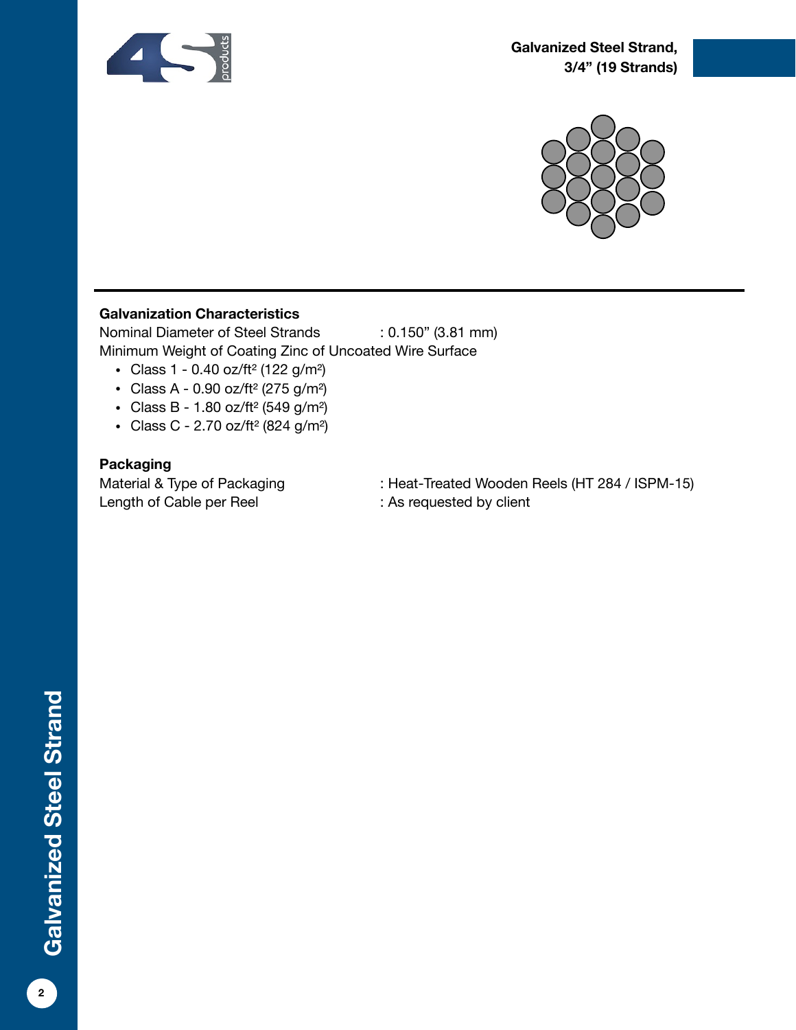**Galvanized Steel Strand, 3/4" (19 Strands)**

**Galvanization Characteristics**

Nominal Diameter of Steel Strands : 0.150" (3.81 mm)

Minimum Weight of Coating Zinc of Uncoated Wire Surface

- Class 1 - 0.40 oz/ft² (122 g/m²)
- Class A - 0.90 oz/ft² (275 g/m²)
- Class B - 1.80 oz/ft² (549 g/m²)
- Class C - 2.70 oz/ft² (824 g/m²)

**Packaging**

Material & Type of Packaging : Heat-Treated Wooden Reels (HT 284 / ISPM-15)

Length of Cable per Reel : As requested by client